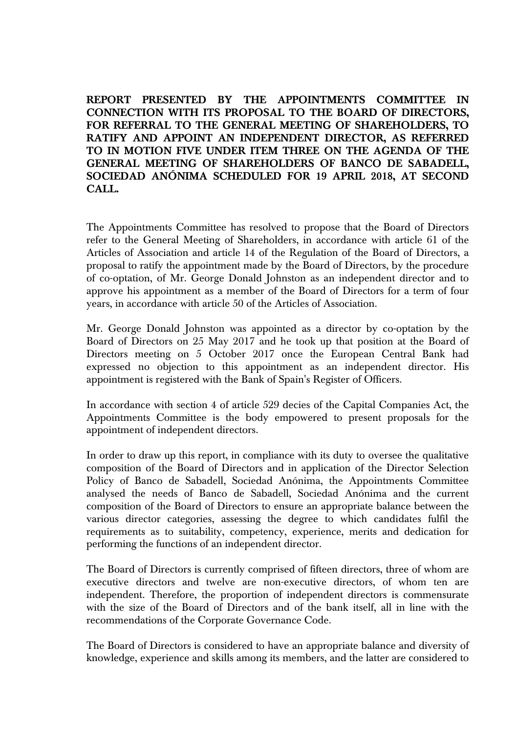**REPORT PRESENTED BY THE APPOINTMENTS COMMITTEE IN CONNECTION WITH ITS PROPOSAL TO THE BOARD OF DIRECTORS, FOR REFERRAL TO THE GENERAL MEETING OF SHAREHOLDERS, TO RATIFY AND APPOINT AN INDEPENDENT DIRECTOR, AS REFERRED TO IN MOTION FIVE UNDER ITEM THREE ON THE AGENDA OF THE GENERAL MEETING OF SHAREHOLDERS OF BANCO DE SABADELL, SOCIEDAD ANÓNIMA SCHEDULED FOR 19 APRIL 2018, AT SECOND CALL.**

The Appointments Committee has resolved to propose that the Board of Directors refer to the General Meeting of Shareholders, in accordance with article 61 of the Articles of Association and article 14 of the Regulation of the Board of Directors, a proposal to ratify the appointment made by the Board of Directors, by the procedure of co-optation, of Mr. George Donald Johnston as an independent director and to approve his appointment as a member of the Board of Directors for a term of four years, in accordance with article 50 of the Articles of Association.

Mr. George Donald Johnston was appointed as a director by co-optation by the Board of Directors on 25 May 2017 and he took up that position at the Board of Directors meeting on 5 October 2017 once the European Central Bank had expressed no objection to this appointment as an independent director. His appointment is registered with the Bank of Spain's Register of Officers.

In accordance with section 4 of article 529 decies of the Capital Companies Act, the Appointments Committee is the body empowered to present proposals for the appointment of independent directors.

In order to draw up this report, in compliance with its duty to oversee the qualitative composition of the Board of Directors and in application of the Director Selection Policy of Banco de Sabadell, Sociedad Anónima, the Appointments Committee analysed the needs of Banco de Sabadell, Sociedad Anónima and the current composition of the Board of Directors to ensure an appropriate balance between the various director categories, assessing the degree to which candidates fulfil the requirements as to suitability, competency, experience, merits and dedication for performing the functions of an independent director.

The Board of Directors is currently comprised of fifteen directors, three of whom are executive directors and twelve are non-executive directors, of whom ten are independent. Therefore, the proportion of independent directors is commensurate with the size of the Board of Directors and of the bank itself, all in line with the recommendations of the Corporate Governance Code.

The Board of Directors is considered to have an appropriate balance and diversity of knowledge, experience and skills among its members, and the latter are considered to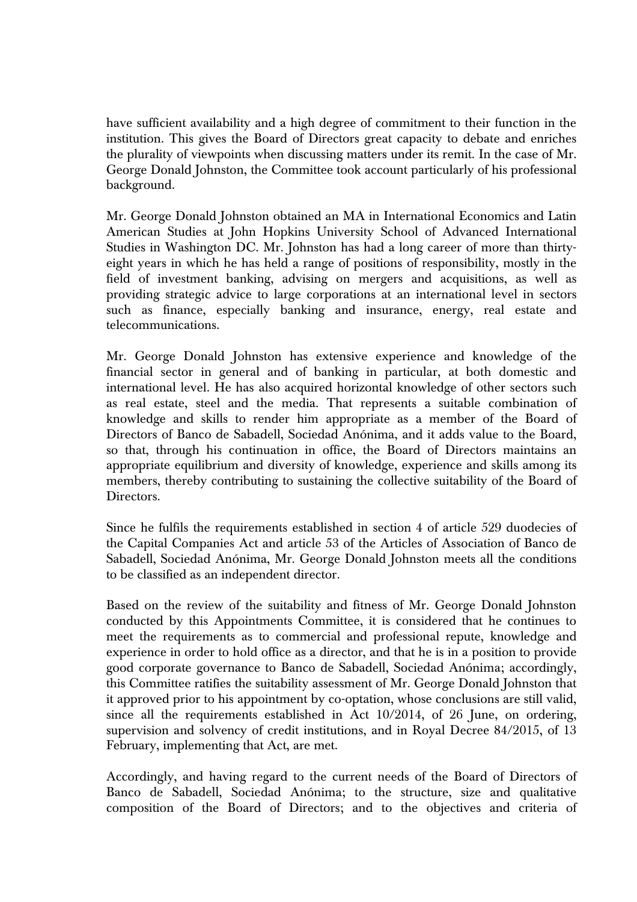have sufficient availability and a high degree of commitment to their function in the institution. This gives the Board of Directors great capacity to debate and enriches the plurality of viewpoints when discussing matters under its remit. In the case of Mr. George Donald Johnston, the Committee took account particularly of his professional background.

Mr. George Donald Johnston obtained an MA in International Economics and Latin American Studies at John Hopkins University School of Advanced International Studies in Washington DC. Mr. Johnston has had a long career of more than thirty-eight years in which he has held a range of positions of responsibility, mostly in the field of investment banking, advising on mergers and acquisitions, as well as providing strategic advice to large corporations at an international level in sectors such as finance, especially banking and insurance, energy, real estate and telecommunications.

Mr. George Donald Johnston has extensive experience and knowledge of the financial sector in general and of banking in particular, at both domestic and international level. He has also acquired horizontal knowledge of other sectors such as real estate, steel and the media. That represents a suitable combination of knowledge and skills to render him appropriate as a member of the Board of Directors of Banco de Sabadell, Sociedad Anónima, and it adds value to the Board, so that, through his continuation in office, the Board of Directors maintains an appropriate equilibrium and diversity of knowledge, experience and skills among its members, thereby contributing to sustaining the collective suitability of the Board of Directors.

Since he fulfils the requirements established in section 4 of article 529 duodecies of the Capital Companies Act and article 53 of the Articles of Association of Banco de Sabadell, Sociedad Anónima, Mr. George Donald Johnston meets all the conditions to be classified as an independent director.

Based on the review of the suitability and fitness of Mr. George Donald Johnston conducted by this Appointments Committee, it is considered that he continues to meet the requirements as to commercial and professional repute, knowledge and experience in order to hold office as a director, and that he is in a position to provide good corporate governance to Banco de Sabadell, Sociedad Anónima; accordingly, this Committee ratifies the suitability assessment of Mr. George Donald Johnston that it approved prior to his appointment by co-optation, whose conclusions are still valid, since all the requirements established in Act 10/2014, of 26 June, on ordering, supervision and solvency of credit institutions, and in Royal Decree 84/2015, of 13 February, implementing that Act, are met.

Accordingly, and having regard to the current needs of the Board of Directors of Banco de Sabadell, Sociedad Anónima; to the structure, size and qualitative composition of the Board of Directors; and to the objectives and criteria of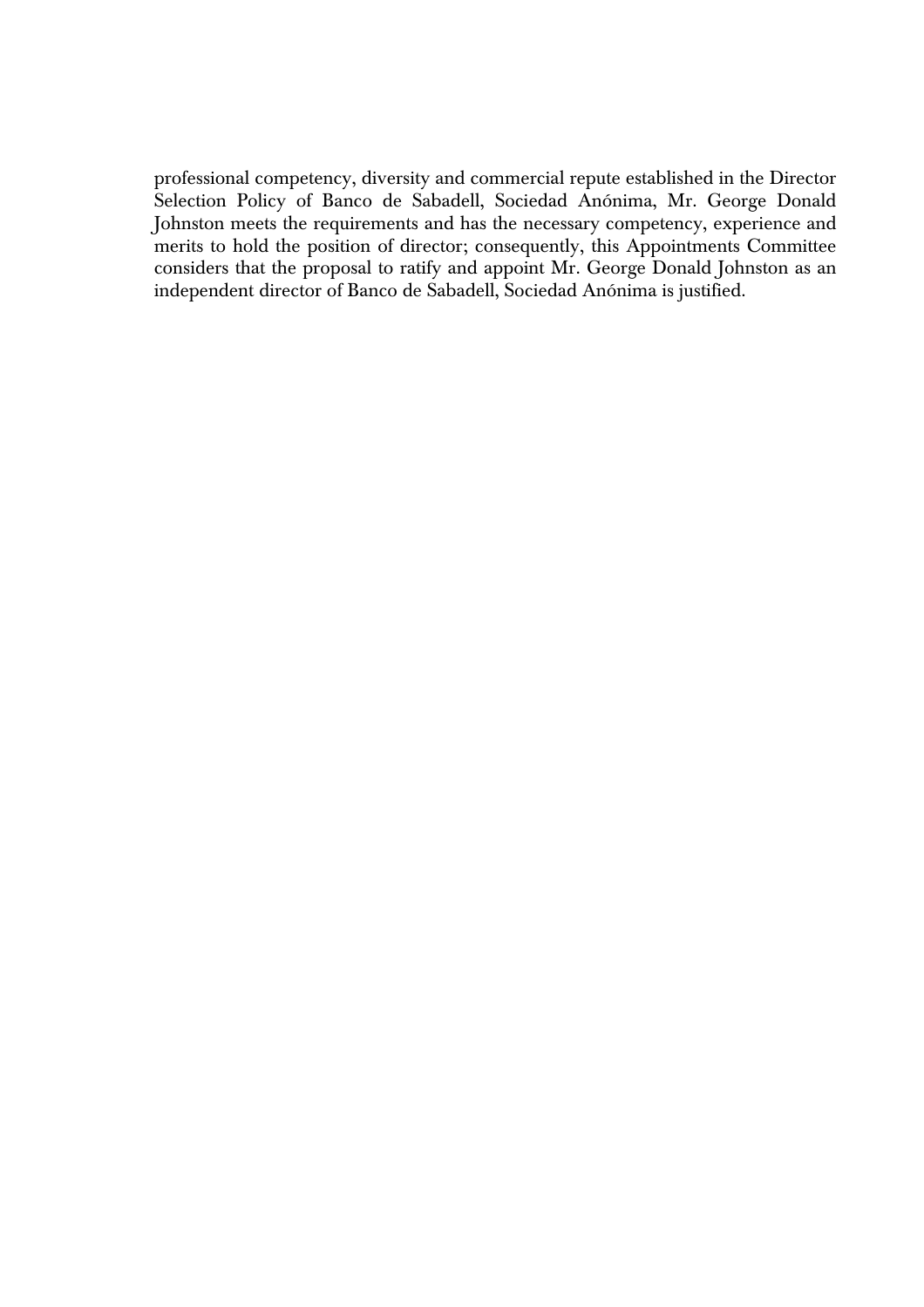professional competency, diversity and commercial repute established in the Director Selection Policy of Banco de Sabadell, Sociedad Anónima, Mr. George Donald Johnston meets the requirements and has the necessary competency, experience and merits to hold the position of director; consequently, this Appointments Committee considers that the proposal to ratify and appoint Mr. George Donald Johnston as an independent director of Banco de Sabadell, Sociedad Anónima is justified.